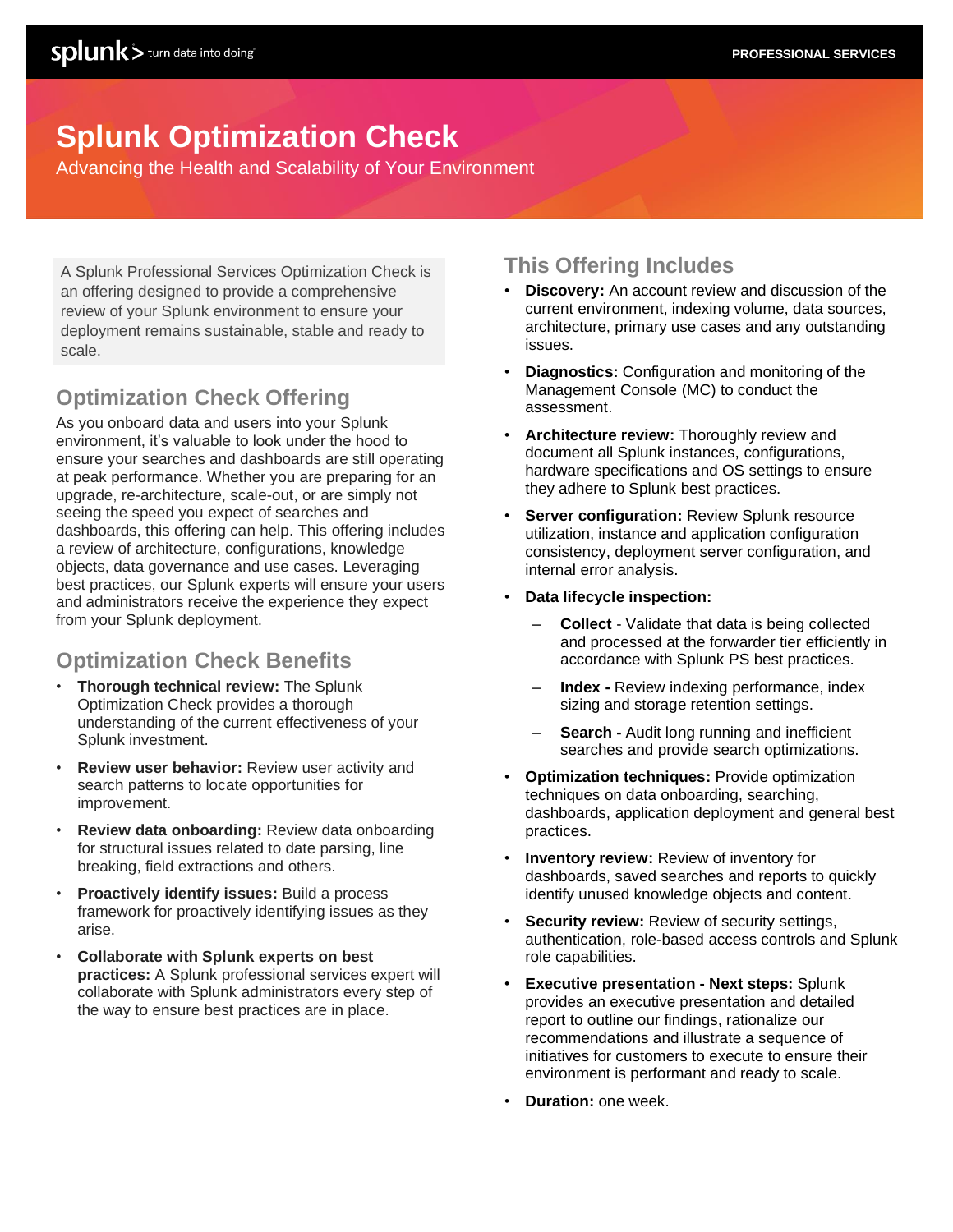# Splunk Optimization Check

Advancing the Health and Scalability of Your Environment

A Splunk Professional Services Optimization Check is an offering designed to provide a comprehensive review of your Splunk environment to ensure your deployment remains sustainable, stable and ready to scale.

## Optimization Check Offering

As you onboard data and users into your Splunk environment, it's valuable to look under the hood to ensure your searches and dashboards are still operating at peak performance. Whether you are preparing for an upgrade, re-architecture, scale-out, or are simply not seeing the speed you expect of searches and dashboards, this offering can help. This offering includes a review of architecture, configurations, knowledge objects, data governance and use cases. Leveraging best practices, our Splunk experts will ensure your users and administrators receive the experience they expect from your Splunk deployment.

## Optimization Check Benefits

- **Thorough technical review:** The Splunk Optimization Check provides a thorough understanding of the current effectiveness of your Splunk investment.
- **Review user behavior:** Review user activity and search patterns to locate opportunities for improvement.
- **Review data onboarding:** Review data onboarding for structural issues related to date parsing, line breaking, field extractions and others.
- **Proactively identify issues:** Build a process framework for proactively identifying issues as they arise.
- **Collaborate with Splunk experts on best practices:** A Splunk professional services expert will collaborate with Splunk administrators every step of the way to ensure best practices are in place.

## This Offering Includes

- **Discovery:** An account review and discussion of the current environment, indexing volume, data sources, architecture, primary use cases and any outstanding issues.
- **Diagnostics:** Configuration and monitoring of the Management Console (MC) to conduct the assessment.
- **Architecture review:** Thoroughly review and document all Splunk instances, configurations, hardware specifications and OS settings to ensure they adhere to Splunk best practices.
- **Server configuration:** Review Splunk resource utilization, instance and application configuration consistency, deployment server configuration, and internal error analysis.
- **Data lifecycle inspection:**
  - **Collect** - Validate that data is being collected and processed at the forwarder tier efficiently in accordance with Splunk PS best practices.
  - **Index -** Review indexing performance, index sizing and storage retention settings.
  - **Search -** Audit long running and inefficient searches and provide search optimizations.
- **Optimization techniques:** Provide optimization techniques on data onboarding, searching, dashboards, application deployment and general best practices.
- **Inventory review:** Review of inventory for dashboards, saved searches and reports to quickly identify unused knowledge objects and content.
- **Security review:** Review of security settings, authentication, role-based access controls and Splunk role capabilities.
- **Executive presentation - Next steps:** Splunk provides an executive presentation and detailed report to outline our findings, rationalize our recommendations and illustrate a sequence of initiatives for customers to execute to ensure their environment is performant and ready to scale.
- **Duration:** one week.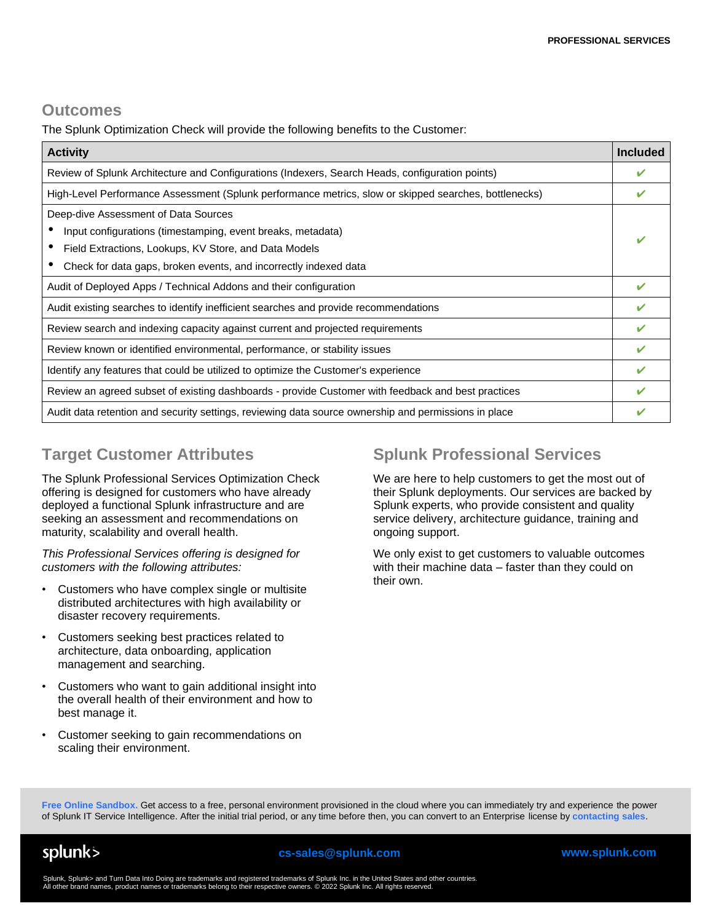## Outcomes

The Splunk Optimization Check will provide the following benefits to the Customer:

| Activity | Included |
|---|---|
| Review of Splunk Architecture and Configurations (Indexers, Search Heads, configuration points) | ✔ |
| High-Level Performance Assessment (Splunk performance metrics, slow or skipped searches, bottlenecks) | ✔ |
| Deep-dive Assessment of Data Sources<br>• Input configurations (timestamping, event breaks, metadata)<br>• Field Extractions, Lookups, KV Store, and Data Models<br>• Check for data gaps, broken events, and incorrectly indexed data | ✔ |
| Audit of Deployed Apps / Technical Addons and their configuration | ✔ |
| Audit existing searches to identify inefficient searches and provide recommendations | ✔ |
| Review search and indexing capacity against current and projected requirements | ✔ |
| Review known or identified environmental, performance, or stability issues | ✔ |
| Identify any features that could be utilized to optimize the Customer's experience | ✔ |
| Review an agreed subset of existing dashboards - provide Customer with feedback and best practices | ✔ |
| Audit data retention and security settings, reviewing data source ownership and permissions in place | ✔ |

## Target Customer Attributes

The Splunk Professional Services Optimization Check offering is designed for customers who have already deployed a functional Splunk infrastructure and are seeking an assessment and recommendations on maturity, scalability and overall health.

*This Professional Services offering is designed for customers with the following attributes:*

- Customers who have complex single or multisite distributed architectures with high availability or disaster recovery requirements.
- Customers seeking best practices related to architecture, data onboarding, application management and searching.
- Customers who want to gain additional insight into the overall health of their environment and how to best manage it.
- Customer seeking to gain recommendations on scaling their environment.

## Splunk Professional Services

We are here to help customers to get the most out of their Splunk deployments. Our services are backed by Splunk experts, who provide consistent and quality service delivery, architecture guidance, training and ongoing support.

We only exist to get customers to valuable outcomes with their machine data – faster than they could on their own.

**Free Online Sandbox.** Get access to a free, personal environment provisioned in the cloud where you can immediately try and experience the power of Splunk IT Service Intelligence. After the initial trial period, or any time before then, you can convert to an Enterprise license by **contacting sales**.

splunk>

**cs-sales@splunk.com**

**www.splunk.com**

Splunk, Splunk> and Turn Data Into Doing are trademarks and registered trademarks of Splunk Inc. in the United States and other countries. All other brand names, product names or trademarks belong to their respective owners. © 2022 Splunk Inc. All rights reserved.